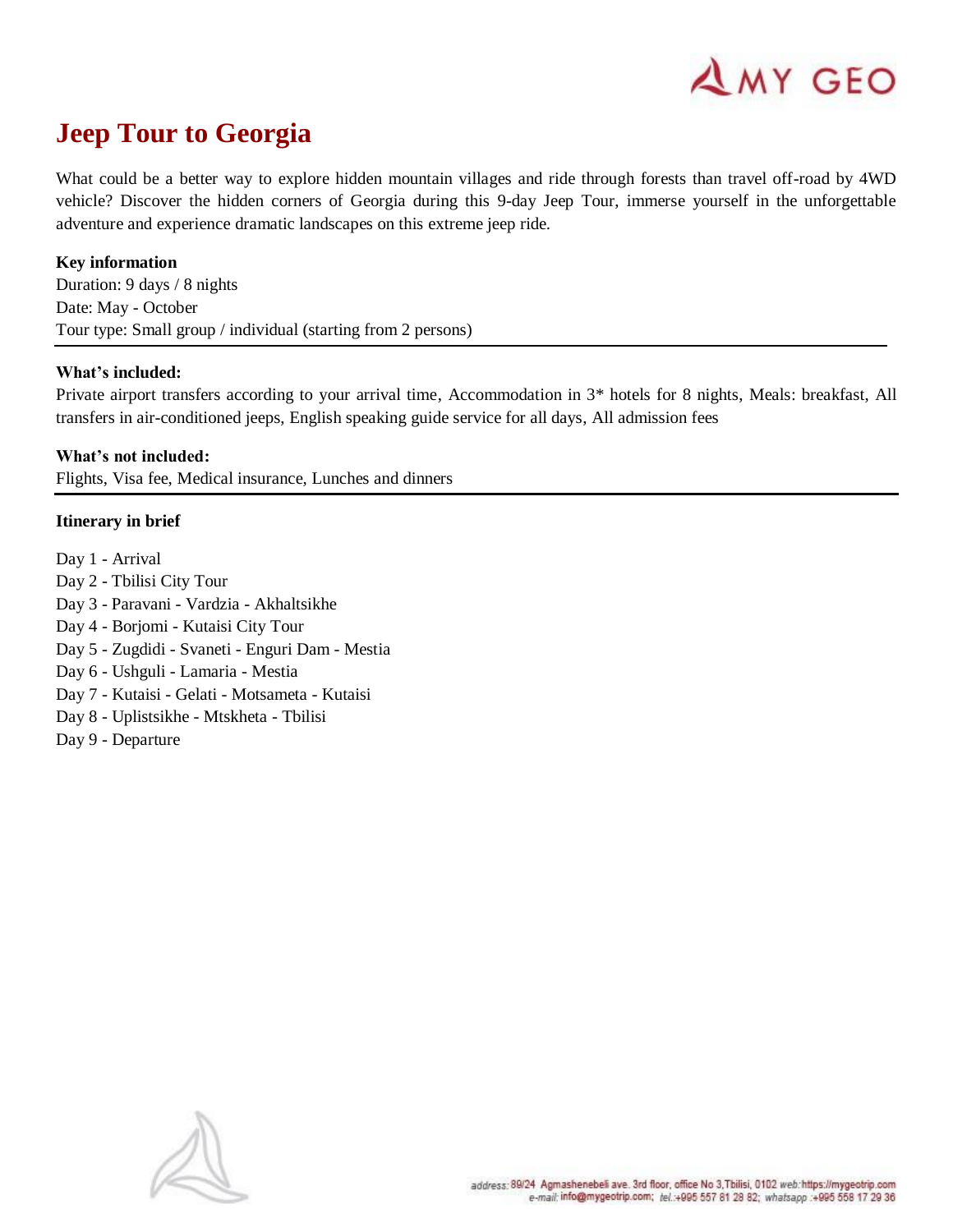# Jeep Tour to Georgia

What could be a better way to explore hidden mountain villages and ride through forests than travel off-road by 4WD vehicle? Discover the hidden corners of Georgia during this 9-day Jeep Tour, immerse yourself in the unforgettable adventure and experience dramatic landscapes on this extreme jeep ride.

**Key information**

Duration: 9 days / 8 nights
Date: May - October
Tour type: Small group / individual (starting from 2 persons)

**What's included:**

Private airport transfers according to your arrival time, Accommodation in 3* hotels for 8 nights, Meals: breakfast, All transfers in air-conditioned jeeps, English speaking guide service for all days, All admission fees

**What's not included:**

Flights, Visa fee, Medical insurance, Lunches and dinners

**Itinerary in brief**

Day 1 - Arrival
Day 2 - Tbilisi City Tour
Day 3 - Paravani - Vardzia - Akhaltsikhe
Day 4 - Borjomi - Kutaisi City Tour
Day 5 - Zugdidi - Svaneti - Enguri Dam - Mestia
Day 6 - Ushguli - Lamaria - Mestia
Day 7 - Kutaisi - Gelati - Motsameta - Kutaisi
Day 8 - Uplistsikhe - Mtskheta - Tbilisi
Day 9 - Departure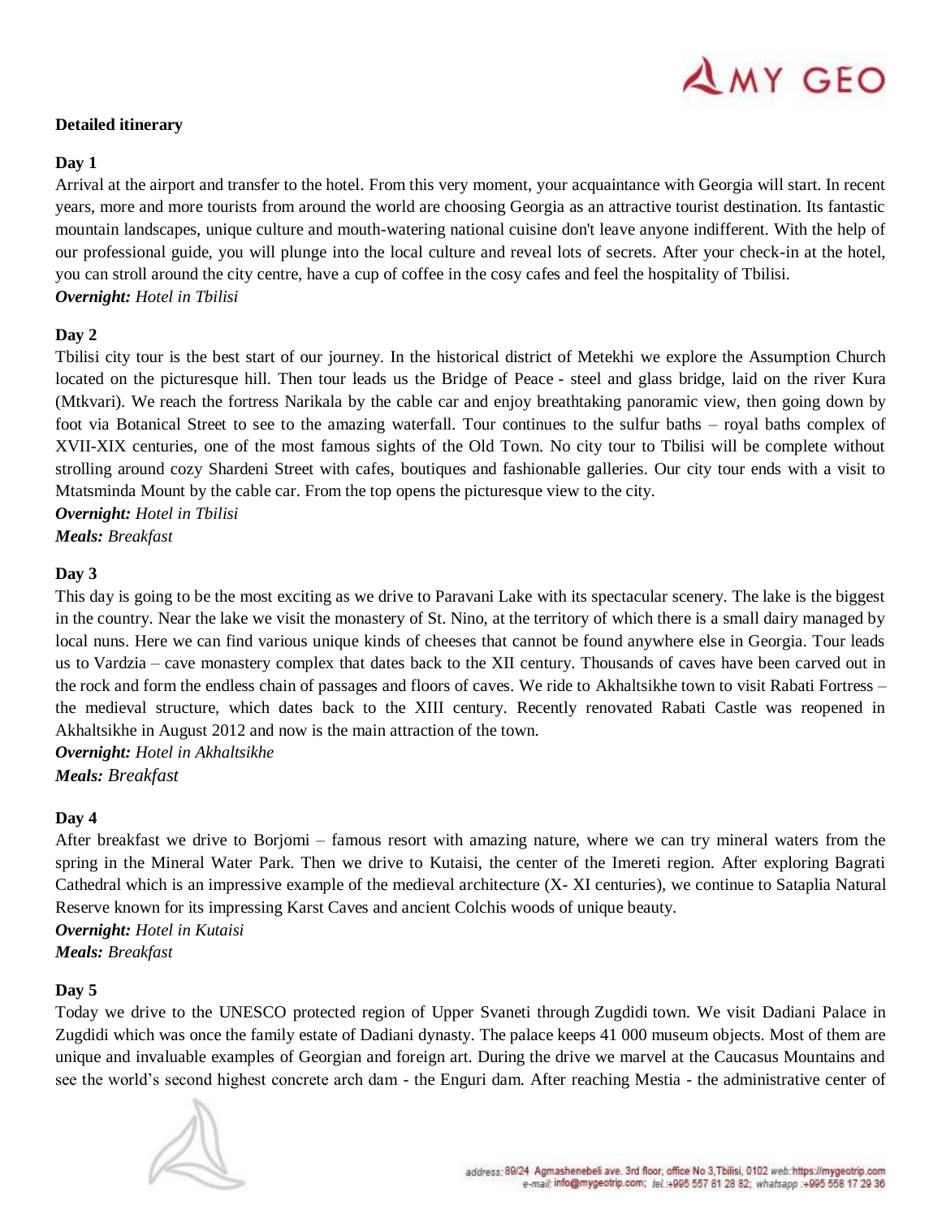**Detailed itinerary**

**Day 1**

Arrival at the airport and transfer to the hotel. From this very moment, your acquaintance with Georgia will start. In recent years, more and more tourists from around the world are choosing Georgia as an attractive tourist destination. Its fantastic mountain landscapes, unique culture and mouth-watering national cuisine don't leave anyone indifferent. With the help of our professional guide, you will plunge into the local culture and reveal lots of secrets. After your check-in at the hotel, you can stroll around the city centre, have a cup of coffee in the cosy cafes and feel the hospitality of Tbilisi.

***Overnight:*** *Hotel in Tbilisi*

**Day 2**

Tbilisi city tour is the best start of our journey. In the historical district of Metekhi we explore the Assumption Church located on the picturesque hill. Then tour leads us the Bridge of Peace - steel and glass bridge, laid on the river Kura (Mtkvari). We reach the fortress Narikala by the cable car and enjoy breathtaking panoramic view, then going down by foot via Botanical Street to see to the amazing waterfall. Tour continues to the sulfur baths – royal baths complex of XVII-XIX centuries, one of the most famous sights of the Old Town. No city tour to Tbilisi will be complete without strolling around cozy Shardeni Street with cafes, boutiques and fashionable galleries. Our city tour ends with a visit to Mtatsminda Mount by the cable car. From the top opens the picturesque view to the city.

***Overnight:*** *Hotel in Tbilisi*

***Meals:*** *Breakfast*

**Day 3**

This day is going to be the most exciting as we drive to Paravani Lake with its spectacular scenery. The lake is the biggest in the country. Near the lake we visit the monastery of St. Nino, at the territory of which there is a small dairy managed by local nuns. Here we can find various unique kinds of cheeses that cannot be found anywhere else in Georgia. Tour leads us to Vardzia – cave monastery complex that dates back to the XII century. Thousands of caves have been carved out in the rock and form the endless chain of passages and floors of caves. We ride to Akhaltsikhe town to visit Rabati Fortress – the medieval structure, which dates back to the XIII century. Recently renovated Rabati Castle was reopened in Akhaltsikhe in August 2012 and now is the main attraction of the town.

***Overnight:*** *Hotel in Akhaltsikhe*

***Meals:*** *Breakfast*

**Day 4**

After breakfast we drive to Borjomi – famous resort with amazing nature, where we can try mineral waters from the spring in the Mineral Water Park. Then we drive to Kutaisi, the center of the Imereti region. After exploring Bagrati Cathedral which is an impressive example of the medieval architecture (X- XI centuries), we continue to Sataplia Natural Reserve known for its impressing Karst Caves and ancient Colchis woods of unique beauty.

***Overnight:*** *Hotel in Kutaisi*

***Meals:*** *Breakfast*

**Day 5**

Today we drive to the UNESCO protected region of Upper Svaneti through Zugdidi town. We visit Dadiani Palace in Zugdidi which was once the family estate of Dadiani dynasty. The palace keeps 41 000 museum objects. Most of them are unique and invaluable examples of Georgian and foreign art. During the drive we marvel at the Caucasus Mountains and see the world's second highest concrete arch dam - the Enguri dam. After reaching Mestia - the administrative center of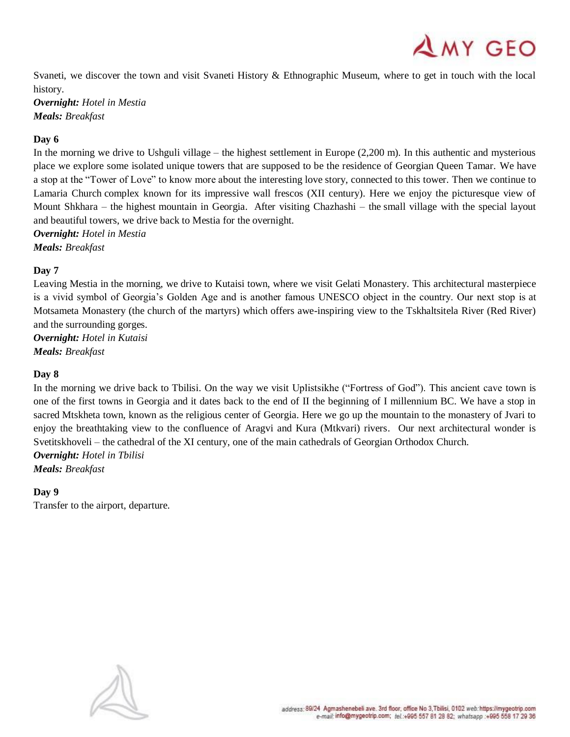Svaneti, we discover the town and visit Svaneti History & Ethnographic Museum, where to get in touch with the local history.

***Overnight:*** *Hotel in Mestia*
***Meals:*** *Breakfast*

**Day 6**

In the morning we drive to Ushguli village – the highest settlement in Europe (2,200 m). In this authentic and mysterious place we explore some isolated unique towers that are supposed to be the residence of Georgian Queen Tamar. We have a stop at the "Tower of Love" to know more about the interesting love story, connected to this tower. Then we continue to Lamaria Church complex known for its impressive wall frescos (XII century). Here we enjoy the picturesque view of Mount Shkhara – the highest mountain in Georgia. After visiting Chazhashi – the small village with the special layout and beautiful towers, we drive back to Mestia for the overnight.

***Overnight:*** *Hotel in Mestia*
***Meals:*** *Breakfast*

**Day 7**

Leaving Mestia in the morning, we drive to Kutaisi town, where we visit Gelati Monastery. This architectural masterpiece is a vivid symbol of Georgia's Golden Age and is another famous UNESCO object in the country. Our next stop is at Motsameta Monastery (the church of the martyrs) which offers awe-inspiring view to the Tskhaltsitela River (Red River) and the surrounding gorges.

***Overnight:*** *Hotel in Kutaisi*
***Meals:*** *Breakfast*

**Day 8**

In the morning we drive back to Tbilisi. On the way we visit Uplistsikhe ("Fortress of God"). This ancient cave town is one of the first towns in Georgia and it dates back to the end of II the beginning of I millennium BC. We have a stop in sacred Mtskheta town, known as the religious center of Georgia. Here we go up the mountain to the monastery of Jvari to enjoy the breathtaking view to the confluence of Aragvi and Kura (Mtkvari) rivers. Our next architectural wonder is Svetitskhoveli – the cathedral of the XI century, one of the main cathedrals of Georgian Orthodox Church.

***Overnight:*** *Hotel in Tbilisi*
***Meals:*** *Breakfast*

**Day 9**

Transfer to the airport, departure.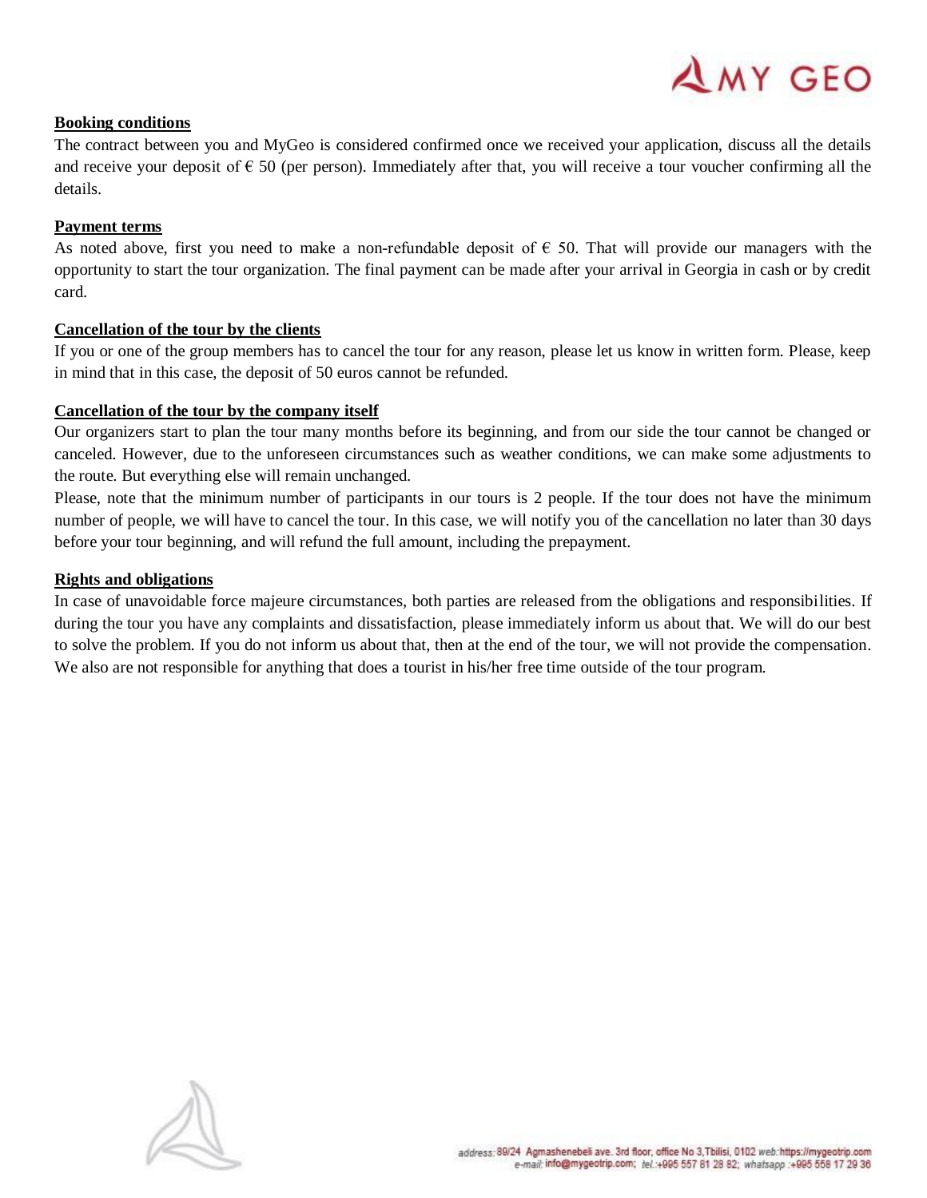**Booking conditions**

The contract between you and MyGeo is considered confirmed once we received your application, discuss all the details and receive your deposit of € 50 (per person). Immediately after that, you will receive a tour voucher confirming all the details.

**Payment terms**

As noted above, first you need to make a non-refundable deposit of € 50. That will provide our managers with the opportunity to start the tour organization. The final payment can be made after your arrival in Georgia in cash or by credit card.

**Cancellation of the tour by the clients**

If you or one of the group members has to cancel the tour for any reason, please let us know in written form. Please, keep in mind that in this case, the deposit of 50 euros cannot be refunded.

**Cancellation of the tour by the company itself**

Our organizers start to plan the tour many months before its beginning, and from our side the tour cannot be changed or canceled. However, due to the unforeseen circumstances such as weather conditions, we can make some adjustments to the route. But everything else will remain unchanged.

Please, note that the minimum number of participants in our tours is 2 people. If the tour does not have the minimum number of people, we will have to cancel the tour. In this case, we will notify you of the cancellation no later than 30 days before your tour beginning, and will refund the full amount, including the prepayment.

**Rights and obligations**

In case of unavoidable force majeure circumstances, both parties are released from the obligations and responsibilities. If during the tour you have any complaints and dissatisfaction, please immediately inform us about that. We will do our best to solve the problem. If you do not inform us about that, then at the end of the tour, we will not provide the compensation. We also are not responsible for anything that does a tourist in his/her free time outside of the tour program.